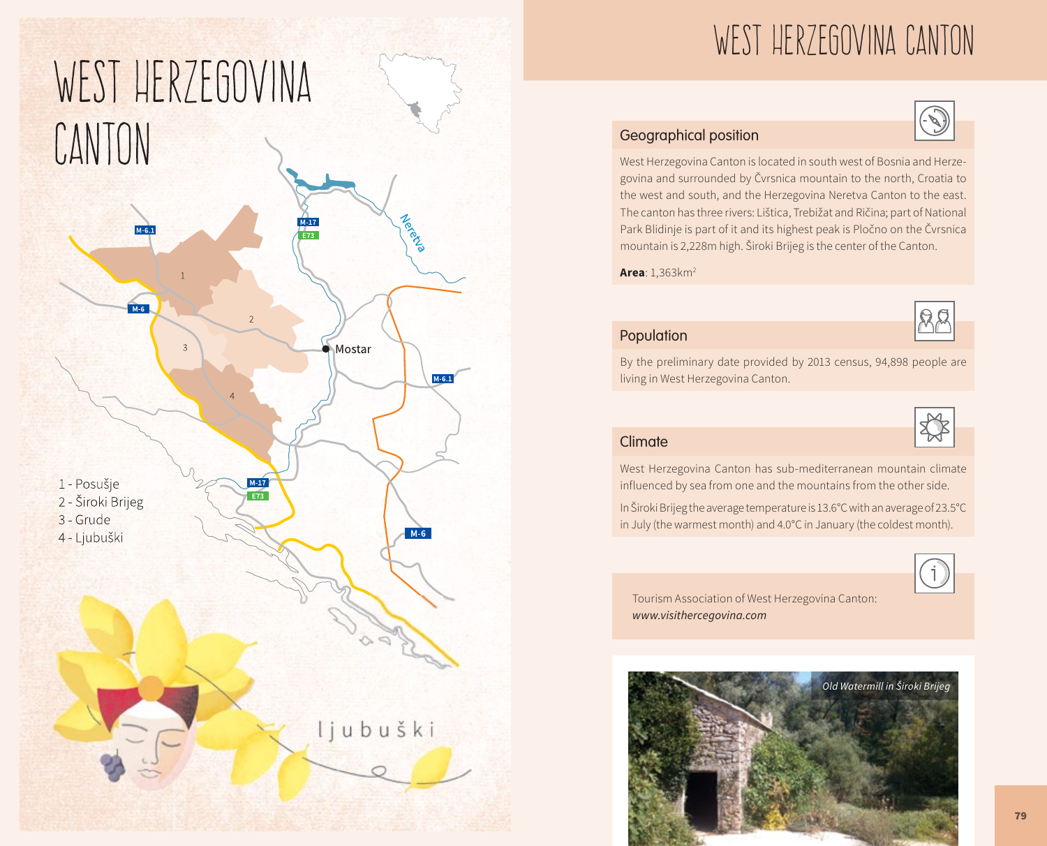# WEST HERZEGOVINA CANTON

1 - Posušje
2 - Široki Brijeg
3 - Grude
4 - Ljubuški

# WEST HERZEGOVINA CANTON

## Geographical position

West Herzegovina Canton is located in south west of Bosnia and Herzegovina and surrounded by Čvrsnica mountain to the north, Croatia to the west and south, and the Herzegovina Neretva Canton to the east. The canton has three rivers: Lištica, Trebižat and Ričina; part of National Park Blidinje is part of it and its highest peak is Pločno on the Čvrsnica mountain is 2,228m high. Široki Brijeg is the center of the Canton.

**Area**: 1,363km$^2$

## Population

By the preliminary date provided by 2013 census, 94,898 people are living in West Herzegovina Canton.

## Climate

West Herzegovina Canton has sub-mediterranean mountain climate influenced by sea from one and the mountains from the other side.

In Široki Brijeg the average temperature is 13.6°C with an average of 23.5°C in July (the warmest month) and 4.0°C in January (the coldest month).

Tourism Association of West Herzegovina Canton:
*www.visithercegovina.com*

*Old Watermill in Široki Brijeg*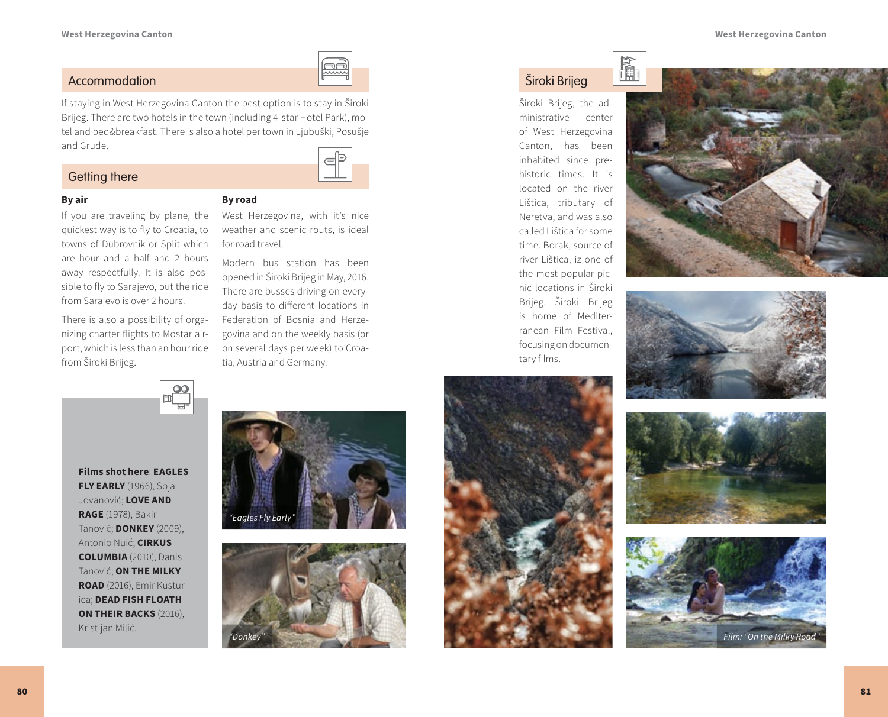## Accommodation

If staying in West Herzegovina Canton the best option is to stay in Široki Brijeg. There are two hotels in the town (including 4-star Hotel Park), motel and bed&breakfast. There is also a hotel per town in Ljubuški, Posušje and Grude.

## Getting there

**By air**

If you are traveling by plane, the quickest way is to fly to Croatia, to towns of Dubrovnik or Split which are hour and a half and 2 hours away respectfully. It is also possible to fly to Sarajevo, but the ride from Sarajevo is over 2 hours.

There is also a possibility of organizing charter flights to Mostar airport, which is less than an hour ride from Široki Brijeg.

**By road**

West Herzegovina, with it's nice weather and scenic routs, is ideal for road travel.

Modern bus station has been opened in Široki Brijeg in May, 2016. There are busses driving on everyday basis to different locations in Federation of Bosnia and Herzegovina and on the weekly basis (or on several days per week) to Croatia, Austria and Germany.

**Films shot here**: **EAGLES FLY EARLY** (1966), Soja Jovanović; **LOVE AND RAGE** (1978), Bakir Tanović; **DONKEY** (2009), Antonio Nuić; **CIRKUS COLUMBIA** (2010), Danis Tanović; **ON THE MILKY ROAD** (2016), Emir Kusturica; **DEAD FISH FLOATH ON THEIR BACKS** (2016), Kristijan Milić.

*"Eagles Fly Early"*

*"Donkey"*

## Široki Brijeg

Široki Brijeg, the administrative center of West Herzegovina Canton, has been inhabited since prehistoric times. It is located on the river Lištica, tributary of Neretva, and was also called Lištica for some time. Borak, source of river Lištica, iz one of the most popular picnic locations in Široki Brijeg. Široki Brijeg is home of Mediterranean Film Festival, focusing on documentary films.

*Film: "On the Milky Road"*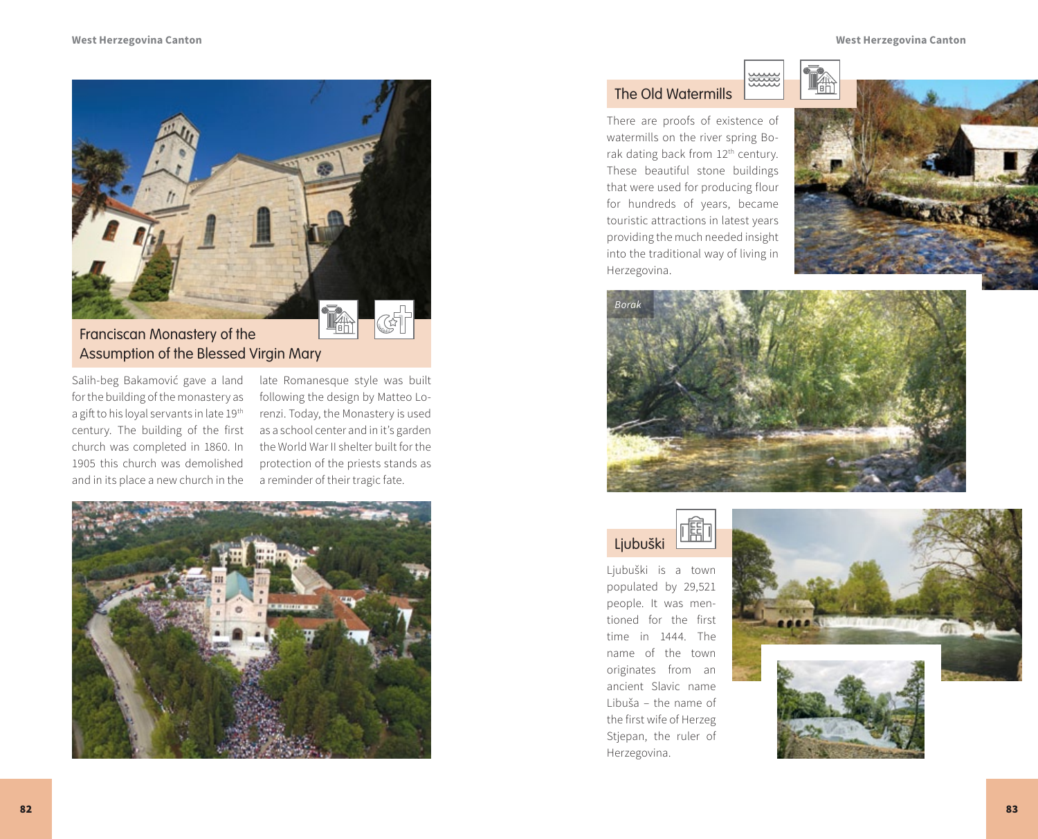## Franciscan Monastery of the Assumption of the Blessed Virgin Mary

Salih-beg Bakamović gave a land for the building of the monastery as a gift to his loyal servants in late 19th century. The building of the first church was completed in 1860. In 1905 this church was demolished and in its place a new church in the late Romanesque style was built following the design by Matteo Lorenzi. Today, the Monastery is used as a school center and in it's garden the World War II shelter built for the protection of the priests stands as a reminder of their tragic fate.

## The Old Watermills

There are proofs of existence of watermills on the river spring Borak dating back from 12th century. These beautiful stone buildings that were used for producing flour for hundreds of years, became touristic attractions in latest years providing the much needed insight into the traditional way of living in Herzegovina.

*Borak*

## Ljubuški

Ljubuški is a town populated by 29,521 people. It was mentioned for the first time in 1444. The name of the town originates from an ancient Slavic name Libuša – the name of the first wife of Herzeg Stjepan, the ruler of Herzegovina.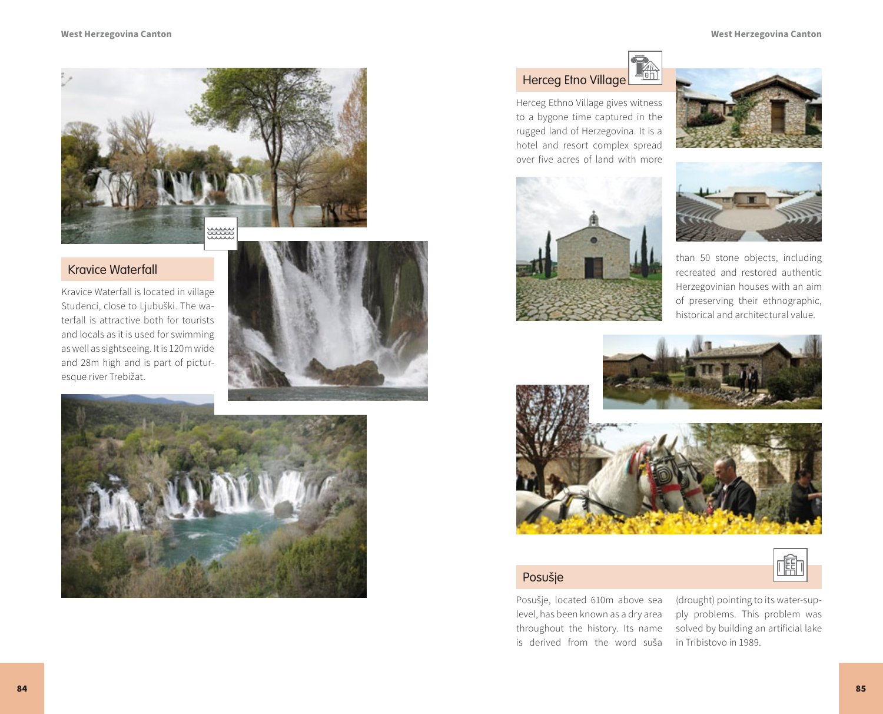## Kravice Waterfall

Kravice Waterfall is located in village Studenci, close to Ljubuški. The waterfall is attractive both for tourists and locals as it is used for swimming as well as sightseeing. It is 120m wide and 28m high and is part of picturesque river Trebižat.

## Herceg Etno Village

Herceg Ethno Village gives witness to a bygone time captured in the rugged land of Herzegovina. It is a hotel and resort complex spread over five acres of land with more than 50 stone objects, including recreated and restored authentic Herzegovinian houses with an aim of preserving their ethnographic, historical and architectural value.

## Posušje

Posušje, located 610m above sea level, has been known as a dry area throughout the history. Its name is derived from the word suša (drought) pointing to its water-supply problems. This problem was solved by building an artificial lake in Tribistovo in 1989.